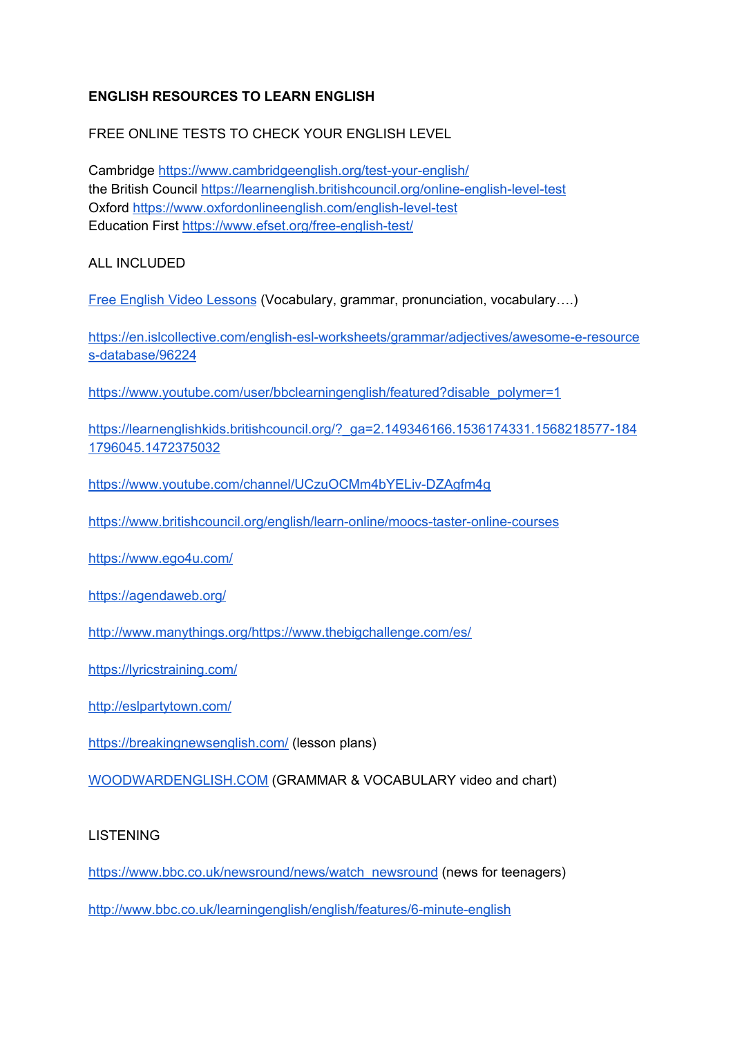**ENGLISH RESOURCES TO LEARN ENGLISH**

FREE ONLINE TESTS TO CHECK YOUR ENGLISH LEVEL

Cambridge https://www.cambridgeenglish.org/test-your-english/
the British Council https://learnenglish.britishcouncil.org/online-english-level-test
Oxford https://www.oxfordonlineenglish.com/english-level-test
Education First https://www.efset.org/free-english-test/

ALL INCLUDED

Free English Video Lessons (Vocabulary, grammar, pronunciation, vocabulary….)

https://en.islcollective.com/english-esl-worksheets/grammar/adjectives/awesome-e-resources-database/96224

https://www.youtube.com/user/bbclearningenglish/featured?disable_polymer=1

https://learnenglishkids.britishcouncil.org/?_ga=2.149346166.1536174331.1568218577-1841796045.1472375032

https://www.youtube.com/channel/UCzuOCMm4bYELiv-DZAgfm4g

https://www.britishcouncil.org/english/learn-online/moocs-taster-online-courses

https://www.ego4u.com/

https://agendaweb.org/

http://www.manythings.org/https://www.thebigchallenge.com/es/

https://lyricstraining.com/

http://eslpartytown.com/

https://breakingnewsenglish.com/ (lesson plans)

WOODWARDENGLISH.COM (GRAMMAR & VOCABULARY video and chart)

LISTENING

https://www.bbc.co.uk/newsround/news/watch_newsround (news for teenagers)

http://www.bbc.co.uk/learningenglish/english/features/6-minute-english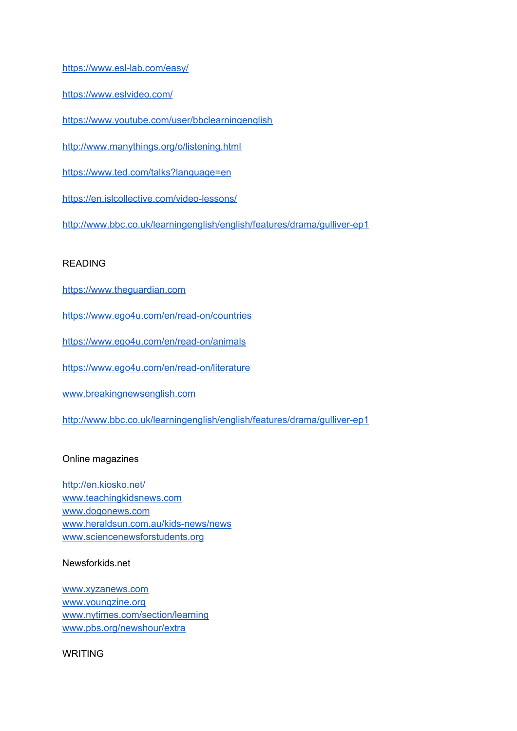https://www.esl-lab.com/easy/

https://www.eslvideo.com/

https://www.youtube.com/user/bbclearningenglish

http://www.manythings.org/o/listening.html

https://www.ted.com/talks?language=en

https://en.islcollective.com/video-lessons/

http://www.bbc.co.uk/learningenglish/english/features/drama/gulliver-ep1

READING

https://www.theguardian.com

https://www.ego4u.com/en/read-on/countries

https://www.ego4u.com/en/read-on/animals

https://www.ego4u.com/en/read-on/literature

www.breakingnewsenglish.com

http://www.bbc.co.uk/learningenglish/english/features/drama/gulliver-ep1

Online magazines

http://en.kiosko.net/
www.teachingkidsnews.com
www.dogonews.com
www.heraldsun.com.au/kids-news/news
www.sciencenewsforstudents.org

Newsforkids.net

www.xyzanews.com
www.youngzine.org
www.nytimes.com/section/learning
www.pbs.org/newshour/extra

WRITING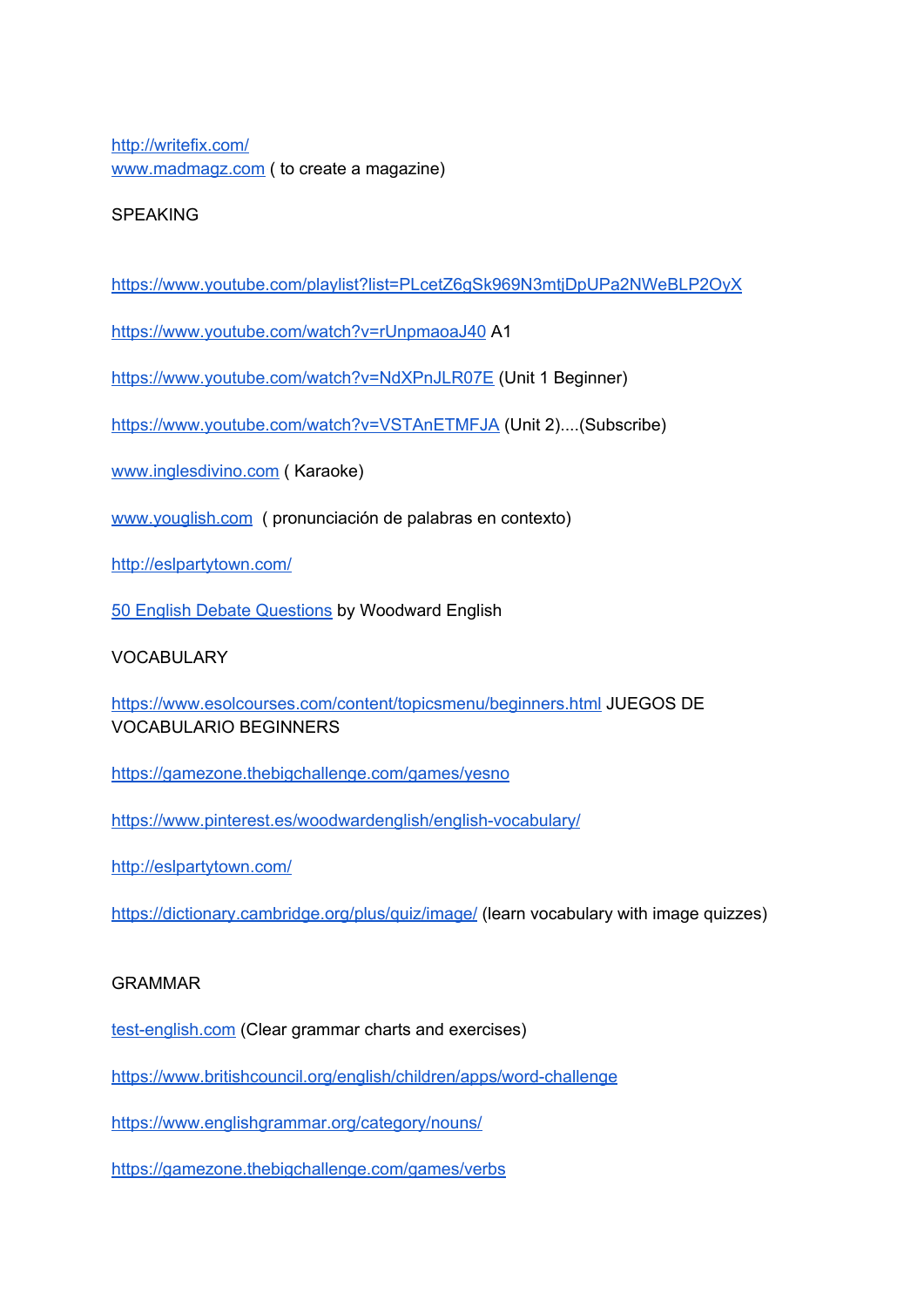http://writefix.com/
www.madmagz.com ( to create a magazine)

SPEAKING

https://www.youtube.com/playlist?list=PLcetZ6gSk969N3mtjDpUPa2NWeBLP2OyX

https://www.youtube.com/watch?v=rUnpmaoaJ40 A1

https://www.youtube.com/watch?v=NdXPnJLR07E (Unit 1 Beginner)

https://www.youtube.com/watch?v=VSTAnETMFJA (Unit 2)....(Subscribe)

www.inglesdivino.com ( Karaoke)

www.youglish.com ( pronunciación de palabras en contexto)

http://eslpartytown.com/

50 English Debate Questions by Woodward English

VOCABULARY

https://www.esolcourses.com/content/topicsmenu/beginners.html JUEGOS DE VOCABULARIO BEGINNERS

https://gamezone.thebigchallenge.com/games/yesno

https://www.pinterest.es/woodwardenglish/english-vocabulary/

http://eslpartytown.com/

https://dictionary.cambridge.org/plus/quiz/image/ (learn vocabulary with image quizzes)

GRAMMAR

test-english.com (Clear grammar charts and exercises)

https://www.britishcouncil.org/english/children/apps/word-challenge

https://www.englishgrammar.org/category/nouns/

https://gamezone.thebigchallenge.com/games/verbs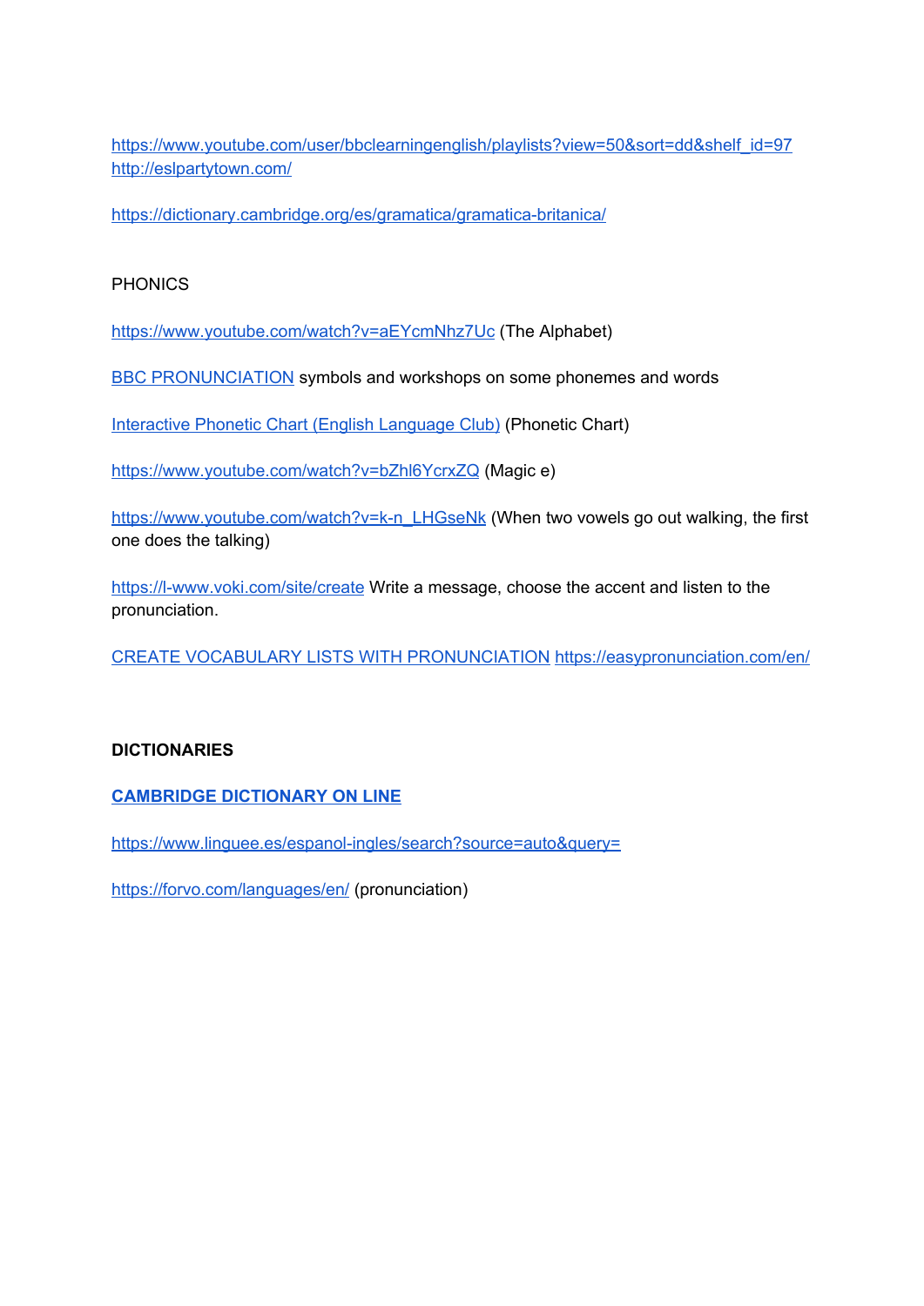https://www.youtube.com/user/bbclearningenglish/playlists?view=50&sort=dd&shelf_id=97
http://eslpartytown.com/

https://dictionary.cambridge.org/es/gramatica/gramatica-britanica/

PHONICS

https://www.youtube.com/watch?v=aEYcmNhz7Uc (The Alphabet)

BBC PRONUNCIATION symbols and workshops on some phonemes and words

Interactive Phonetic Chart (English Language Club) (Phonetic Chart)

https://www.youtube.com/watch?v=bZhl6YcrxZQ (Magic e)

https://www.youtube.com/watch?v=k-n_LHGseNk (When two vowels go out walking, the first one does the talking)

https://l-www.voki.com/site/create Write a message, choose the accent and listen to the pronunciation.

CREATE VOCABULARY LISTS WITH PRONUNCIATION https://easypronunciation.com/en/

**DICTIONARIES**

**CAMBRIDGE DICTIONARY ON LINE**

https://www.linguee.es/espanol-ingles/search?source=auto&query=

https://forvo.com/languages/en/ (pronunciation)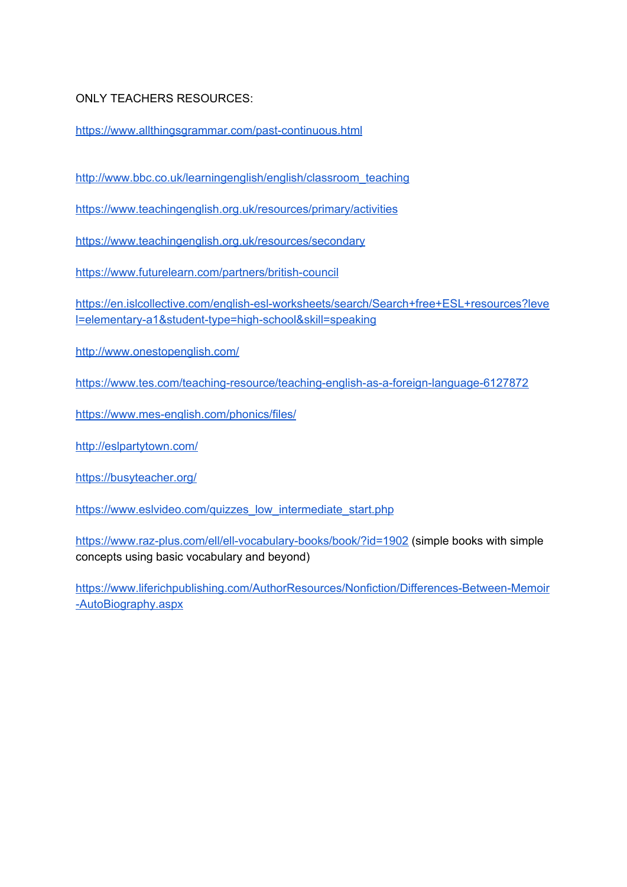ONLY TEACHERS RESOURCES:

https://www.allthingsgrammar.com/past-continuous.html

http://www.bbc.co.uk/learningenglish/english/classroom_teaching

https://www.teachingenglish.org.uk/resources/primary/activities

https://www.teachingenglish.org.uk/resources/secondary

https://www.futurelearn.com/partners/british-council

https://en.islcollective.com/english-esl-worksheets/search/Search+free+ESL+resources?level=elementary-a1&student-type=high-school&skill=speaking

http://www.onestopenglish.com/

https://www.tes.com/teaching-resource/teaching-english-as-a-foreign-language-6127872

https://www.mes-english.com/phonics/files/

http://eslpartytown.com/

https://busyteacher.org/

https://www.eslvideo.com/quizzes_low_intermediate_start.php

https://www.raz-plus.com/ell/ell-vocabulary-books/book/?id=1902 (simple books with simple concepts using basic vocabulary and beyond)

https://www.liferichpublishing.com/AuthorResources/Nonfiction/Differences-Between-Memoir-AutoBiography.aspx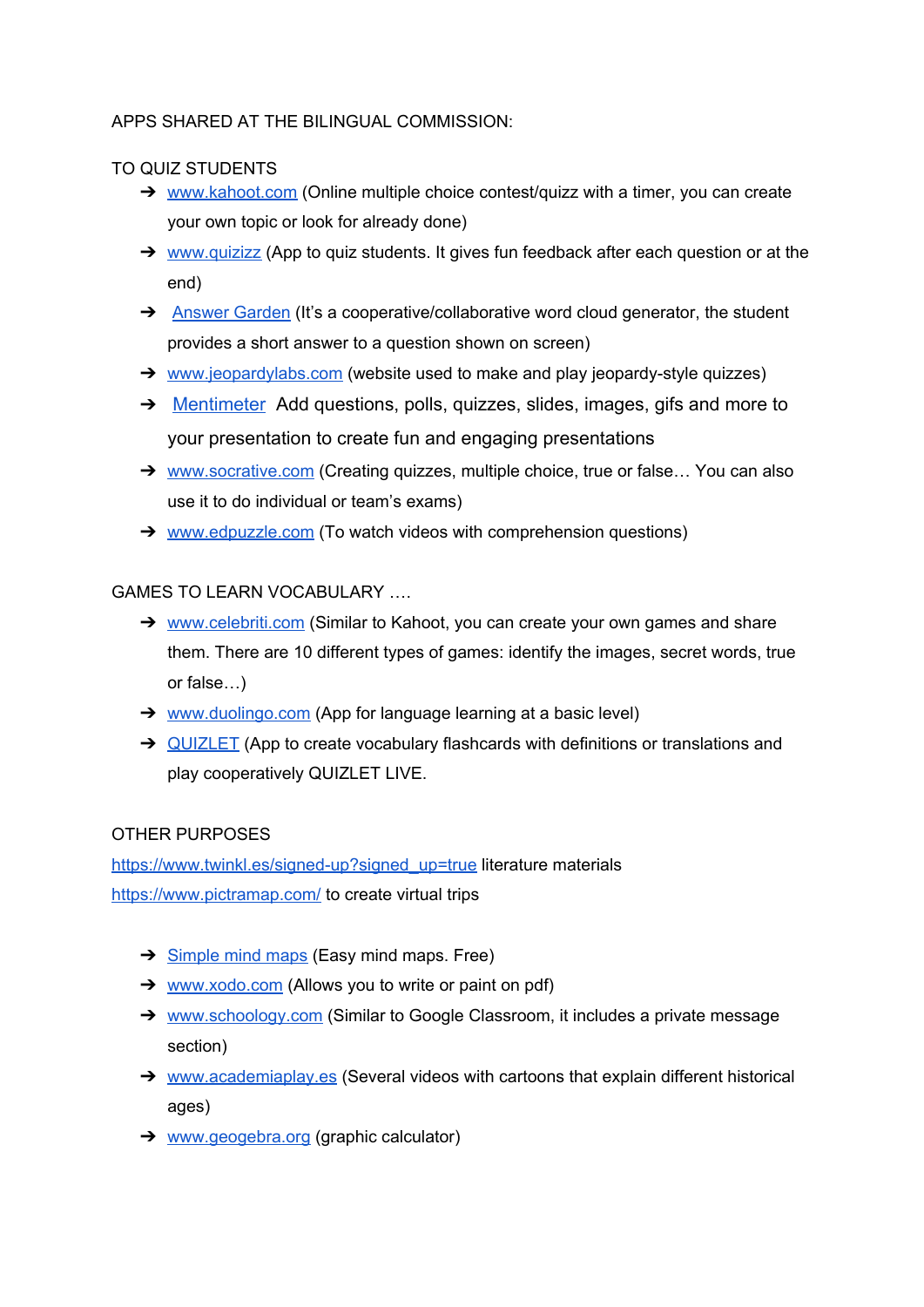APPS SHARED AT THE BILINGUAL COMMISSION:

TO QUIZ STUDENTS

- www.kahoot.com (Online multiple choice contest/quizz with a timer, you can create your own topic or look for already done)
- www.quizizz (App to quiz students. It gives fun feedback after each question or at the end)
- Answer Garden (It's a cooperative/collaborative word cloud generator, the student provides a short answer to a question shown on screen)
- www.jeopardylabs.com (website used to make and play jeopardy-style quizzes)
- Mentimeter Add questions, polls, quizzes, slides, images, gifs and more to your presentation to create fun and engaging presentations
- www.socrative.com (Creating quizzes, multiple choice, true or false… You can also use it to do individual or team's exams)
- www.edpuzzle.com (To watch videos with comprehension questions)

GAMES TO LEARN VOCABULARY ….

- www.celebriti.com (Similar to Kahoot, you can create your own games and share them. There are 10 different types of games: identify the images, secret words, true or false…)
- www.duolingo.com (App for language learning at a basic level)
- QUIZLET (App to create vocabulary flashcards with definitions or translations and play cooperatively QUIZLET LIVE.

OTHER PURPOSES

https://www.twinkl.es/signed-up?signed_up=true literature materials
https://www.pictramap.com/ to create virtual trips

- Simple mind maps (Easy mind maps. Free)
- www.xodo.com (Allows you to write or paint on pdf)
- www.schoology.com (Similar to Google Classroom, it includes a private message section)
- www.academiaplay.es (Several videos with cartoons that explain different historical ages)
- www.geogebra.org (graphic calculator)